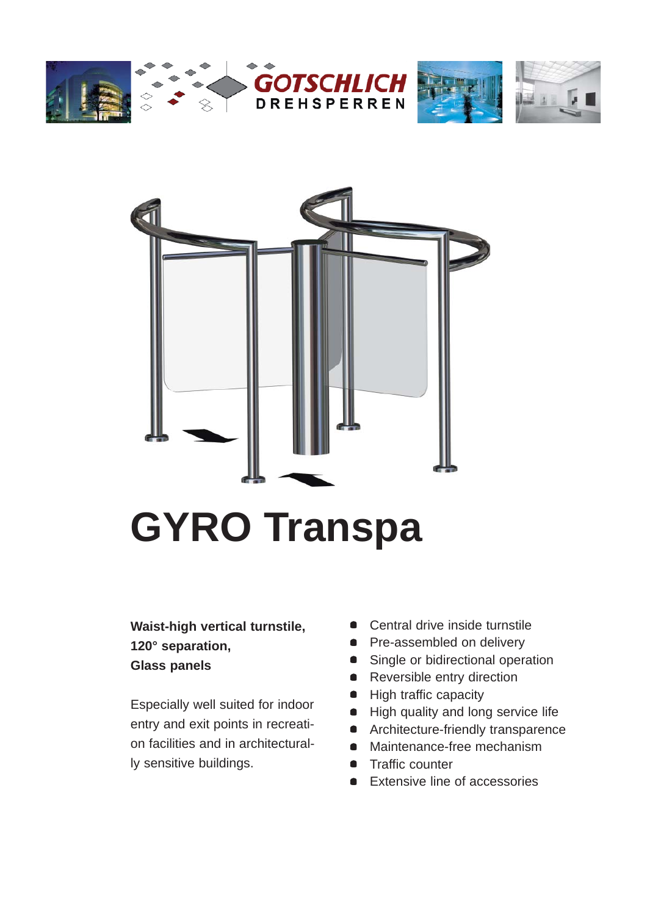GOTSCHLICH
DREHSPERREN

# GYRO Transpa

**Waist-high vertical turnstile,**
**120° separation,**
**Glass panels**

Especially well suited for indoor entry and exit points in recreation facilities and in architecturally sensitive buildings.

- Central drive inside turnstile
- Pre-assembled on delivery
- Single or bidirectional operation
- Reversible entry direction
- High traffic capacity
- High quality and long service life
- Architecture-friendly transparence
- Maintenance-free mechanism
- Traffic counter
- Extensive line of accessories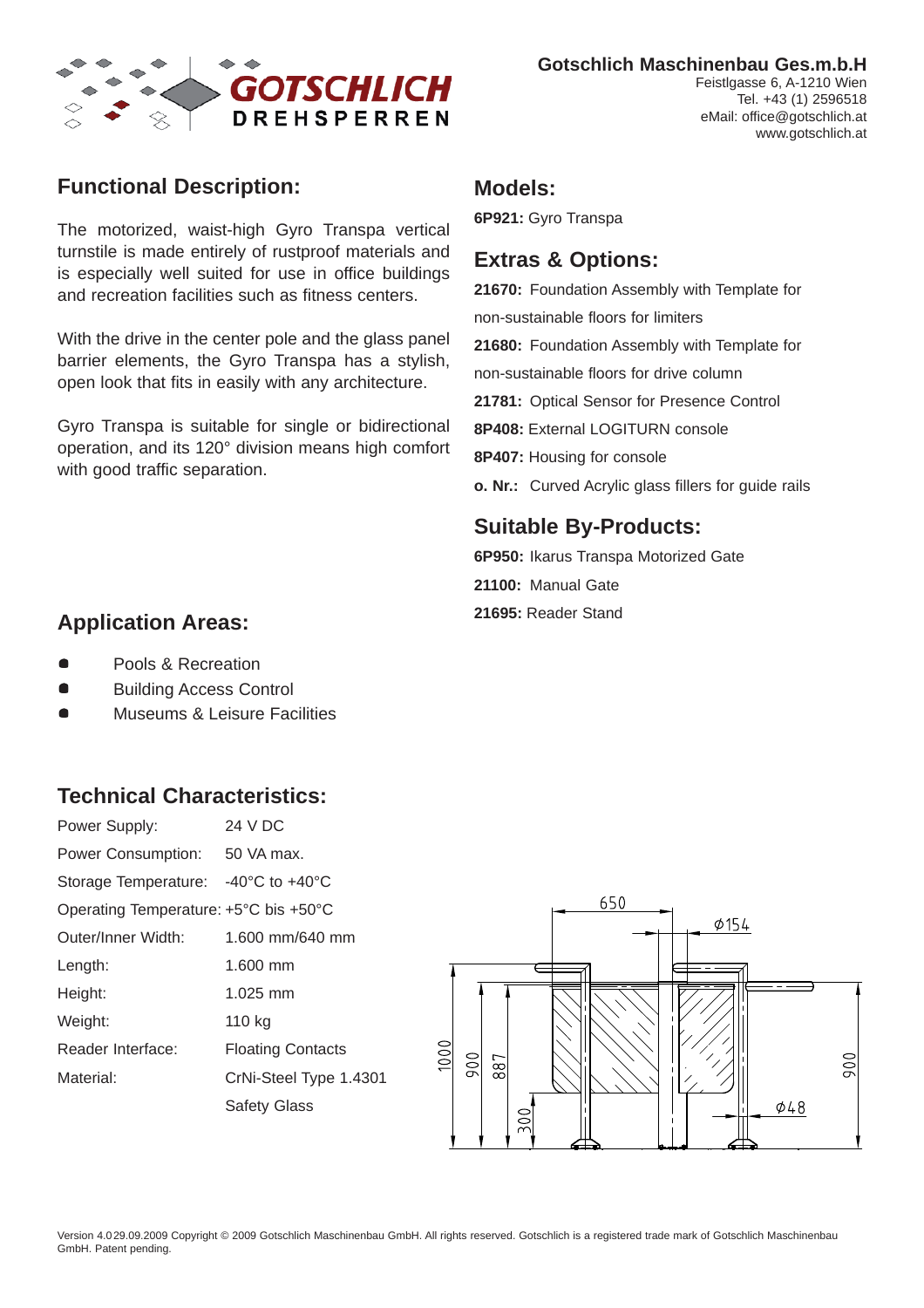GOTSCHLICH DREHSPERREN

**Gotschlich Maschinenbau Ges.m.b.H**
Feistlgasse 6, A-1210 Wien
Tel. +43 (1) 2596518
eMail: office@gotschlich.at
www.gotschlich.at

## Functional Description:

The motorized, waist-high Gyro Transpa vertical turnstile is made entirely of rustproof materials and is especially well suited for use in office buildings and recreation facilities such as fitness centers.

With the drive in the center pole and the glass panel barrier elements, the Gyro Transpa has a stylish, open look that fits in easily with any architecture.

Gyro Transpa is suitable for single or bidirectional operation, and its 120° division means high comfort with good traffic separation.

## Models:

**6P921:** Gyro Transpa

## Extras & Options:

**21670:** Foundation Assembly with Template for non-sustainable floors for limiters
**21680:** Foundation Assembly with Template for non-sustainable floors for drive column
**21781:** Optical Sensor for Presence Control
**8P408:** External LOGITURN console
**8P407:** Housing for console
**o. Nr.:** Curved Acrylic glass fillers for guide rails

## Suitable By-Products:

**6P950:** Ikarus Transpa Motorized Gate
**21100:** Manual Gate
**21695:** Reader Stand

## Application Areas:

- Pools & Recreation
- Building Access Control
- Museums & Leisure Facilities

## Technical Characteristics:

| | |
|---|---|
| Power Supply: | 24 V DC |
| Power Consumption: | 50 VA max. |
| Storage Temperature: | -40°C to +40°C |
| Operating Temperature: | +5°C bis +50°C |
| Outer/Inner Width: | 1.600 mm/640 mm |
| Length: | 1.600 mm |
| Height: | 1.025 mm |
| Weight: | 110 kg |
| Reader Interface: | Floating Contacts |
| Material: | CrNi-Steel Type 1.4301 |
| | Safety Glass |

650
Ø154
1000
900
887
300
Ø48
900

Version 4.0 29.09.2009 Copyright © 2009 Gotschlich Maschinenbau GmbH. All rights reserved. Gotschlich is a registered trade mark of Gotschlich Maschinenbau GmbH. Patent pending.